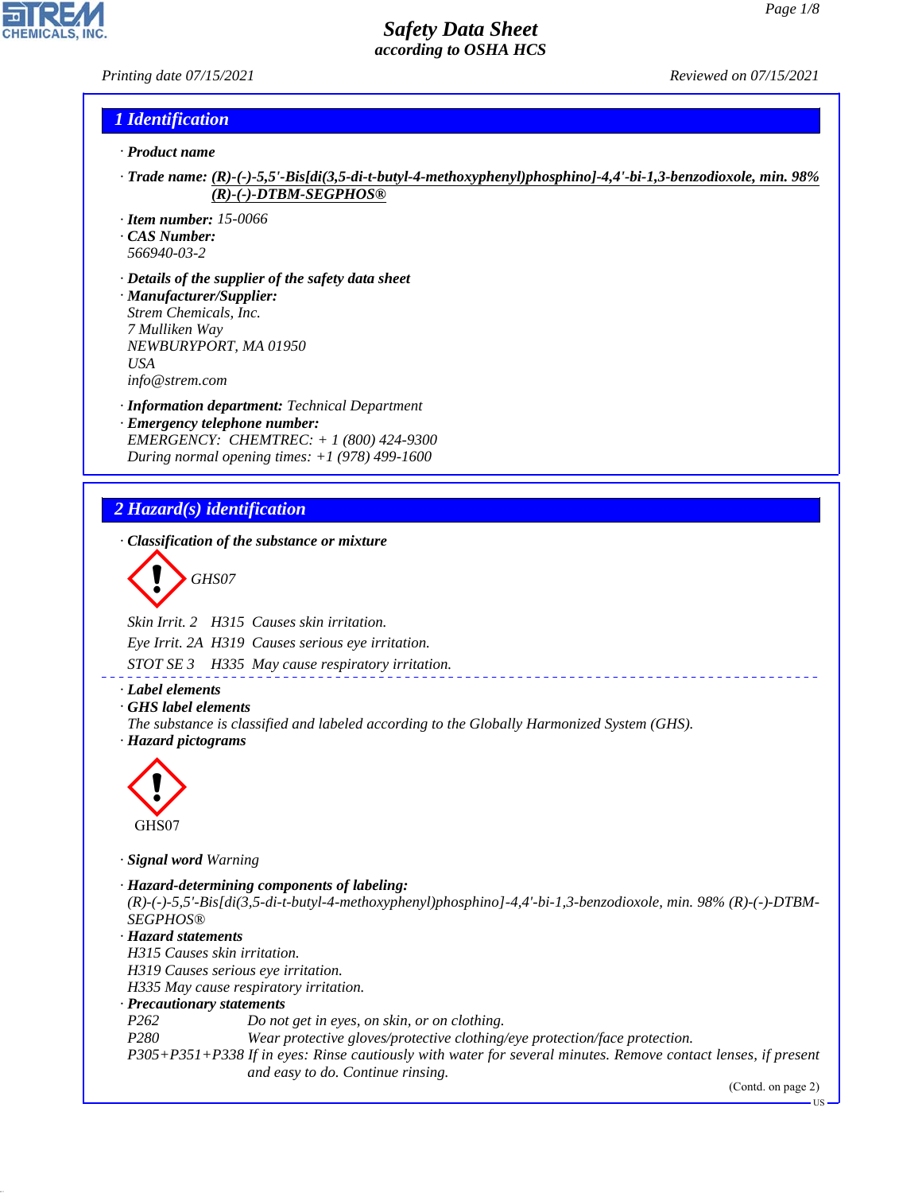# Safety Data Sheet
*according to OSHA HCS*

Printing date 07/15/2021 Reviewed on 07/15/2021

## 1 Identification

· **Product name**

· **Trade name:** **(R)-(-)-5,5'-Bis[di(3,5-di-t-butyl-4-methoxyphenyl)phosphino]-4,4'-bi-1,3-benzodioxole, min. 98% (R)-(-)-DTBM-SEGPHOS®**

· **Item number:** 15-0066
· **CAS Number:**
566940-03-2

· **Details of the supplier of the safety data sheet**
· **Manufacturer/Supplier:**
Strem Chemicals, Inc.
7 Mulliken Way
NEWBURYPORT, MA 01950
USA
info@strem.com

· **Information department:** Technical Department
· **Emergency telephone number:**
EMERGENCY: CHEMTREC: + 1 (800) 424-9300
During normal opening times: +1 (978) 499-1600

## 2 Hazard(s) identification

· **Classification of the substance or mixture**

GHS07

Skin Irrit. 2 H315 Causes skin irritation.
Eye Irrit. 2A H319 Causes serious eye irritation.
STOT SE 3 H335 May cause respiratory irritation.

· **Label elements**
· **GHS label elements**
The substance is classified and labeled according to the Globally Harmonized System (GHS).
· **Hazard pictograms**

GHS07

· **Signal word** Warning

· **Hazard-determining components of labeling:**
(R)-(-)-5,5'-Bis[di(3,5-di-t-butyl-4-methoxyphenyl)phosphino]-4,4'-bi-1,3-benzodioxole, min. 98% (R)-(-)-DTBM-SEGPHOS®
· **Hazard statements**
H315 Causes skin irritation.
H319 Causes serious eye irritation.
H335 May cause respiratory irritation.
· **Precautionary statements**
P262 Do not get in eyes, on skin, or on clothing.
P280 Wear protective gloves/protective clothing/eye protection/face protection.
P305+P351+P338 If in eyes: Rinse cautiously with water for several minutes. Remove contact lenses, if present and easy to do. Continue rinsing.

(Contd. on page 2)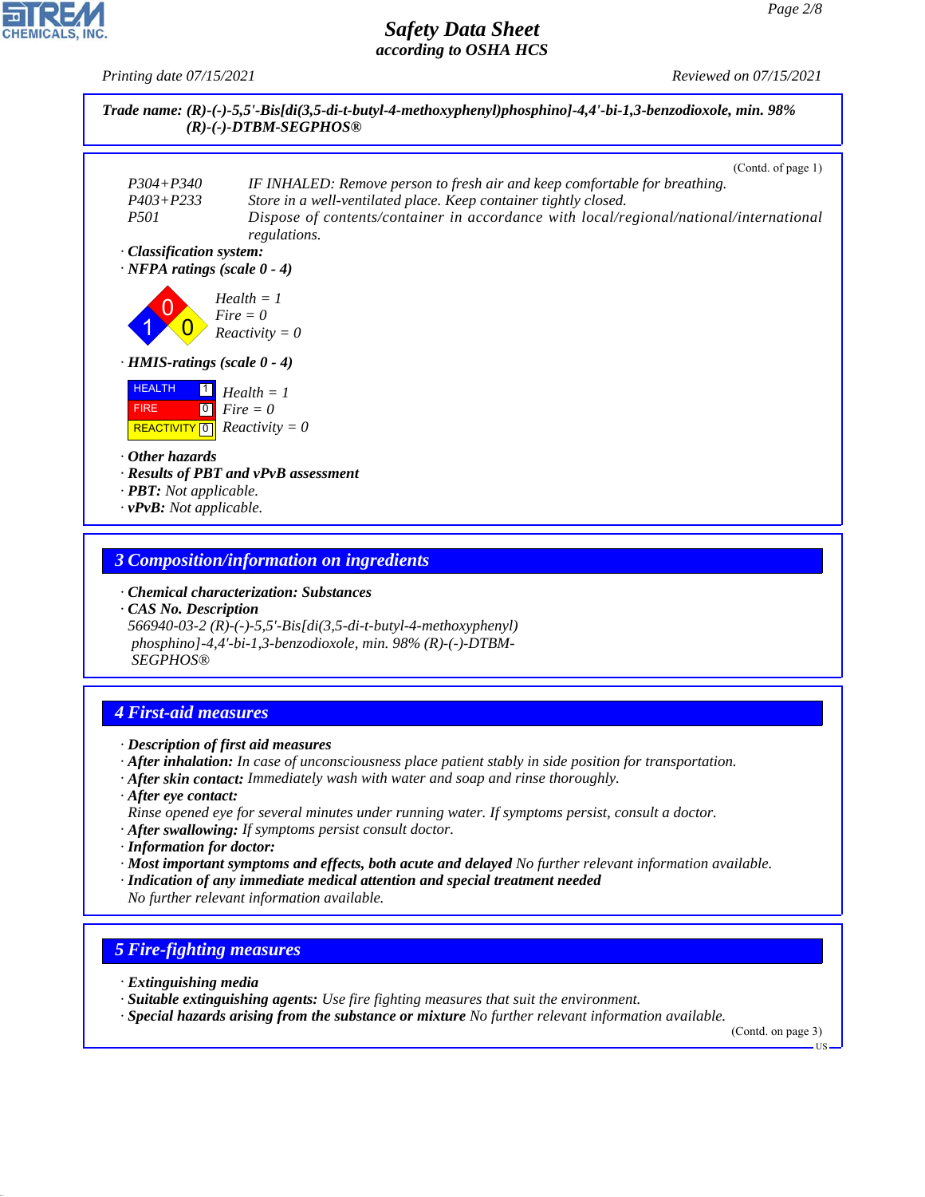**Trade name: (R)-(-)-5,5'-Bis[di(3,5-di-t-butyl-4-methoxyphenyl)phosphino]-4,4'-bi-1,3-benzodioxole, min. 98% (R)-(-)-DTBM-SEGPHOS®**

(Contd. of page 1)

P304+P340 IF INHALED: Remove person to fresh air and keep comfortable for breathing.
P403+P233 Store in a well-ventilated place. Keep container tightly closed.
P501 Dispose of contents/container in accordance with local/regional/national/international regulations.

· **Classification system:**
· **NFPA ratings (scale 0 - 4)**

Health = 1
Fire = 0
Reactivity = 0

· **HMIS-ratings (scale 0 - 4)**

| | | |
|---|---|---|
| HEALTH | 1 | Health = 1 |
| FIRE | 0 | Fire = 0 |
| REACTIVITY | 0 | Reactivity = 0 |

· **Other hazards**
· **Results of PBT and vPvB assessment**
· **PBT:** Not applicable.
· **vPvB:** Not applicable.

## 3 Composition/information on ingredients

· **Chemical characterization: Substances**
· **CAS No. Description**
566940-03-2 (R)-(-)-5,5'-Bis[di(3,5-di-t-butyl-4-methoxyphenyl)phosphino]-4,4'-bi-1,3-benzodioxole, min. 98% (R)-(-)-DTBM-SEGPHOS®

## 4 First-aid measures

· **Description of first aid measures**
· **After inhalation:** In case of unconsciousness place patient stably in side position for transportation.
· **After skin contact:** Immediately wash with water and soap and rinse thoroughly.
· **After eye contact:**
Rinse opened eye for several minutes under running water. If symptoms persist, consult a doctor.
· **After swallowing:** If symptoms persist consult doctor.
· **Information for doctor:**
· **Most important symptoms and effects, both acute and delayed** No further relevant information available.
· **Indication of any immediate medical attention and special treatment needed**
No further relevant information available.

## 5 Fire-fighting measures

· **Extinguishing media**
· **Suitable extinguishing agents:** Use fire fighting measures that suit the environment.
· **Special hazards arising from the substance or mixture** No further relevant information available.

(Contd. on page 3)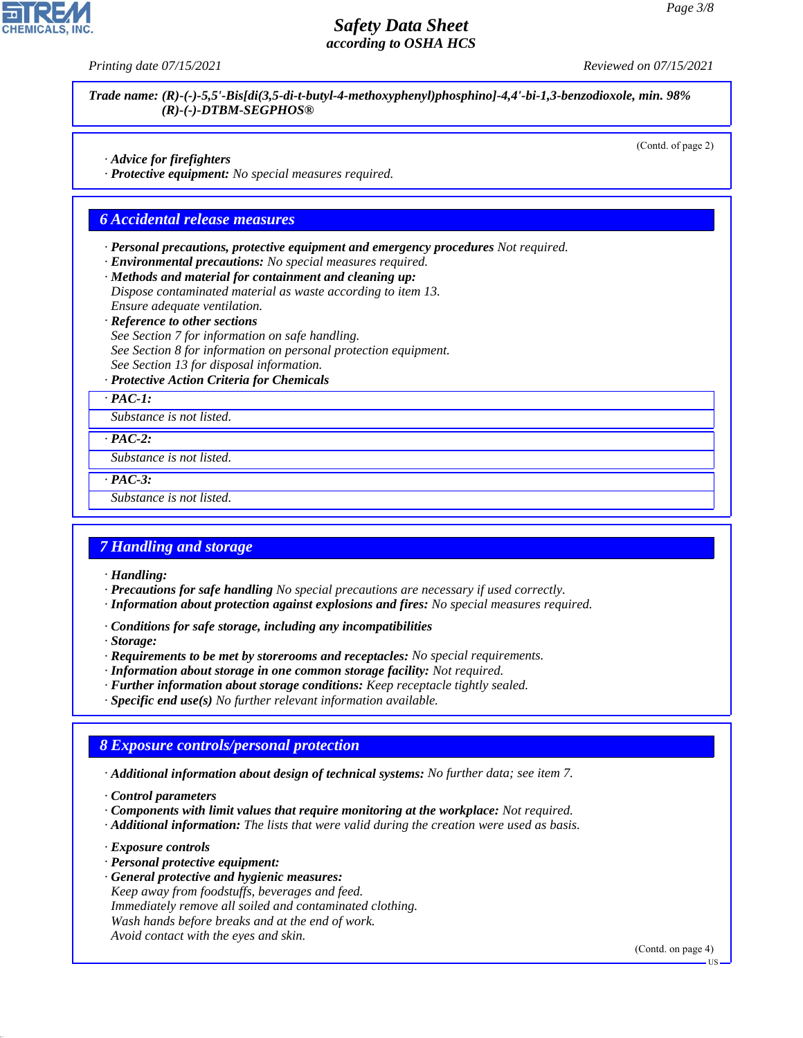Trade name: (R)-(-)-5,5'-Bis[di(3,5-di-t-butyl-4-methoxyphenyl)phosphino]-4,4'-bi-1,3-benzodioxole, min. 98% (R)-(-)-DTBM-SEGPHOS®

(Contd. of page 2)

· **Advice for firefighters**
· **Protective equipment:** No special measures required.

## 6 Accidental release measures

· **Personal precautions, protective equipment and emergency procedures** Not required.
· **Environmental precautions:** No special measures required.
· **Methods and material for containment and cleaning up:**
Dispose contaminated material as waste according to item 13.
Ensure adequate ventilation.
· **Reference to other sections**
See Section 7 for information on safe handling.
See Section 8 for information on personal protection equipment.
See Section 13 for disposal information.
· **Protective Action Criteria for Chemicals**

· **PAC-1:**
Substance is not listed.

· **PAC-2:**
Substance is not listed.

· **PAC-3:**
Substance is not listed.

## 7 Handling and storage

· **Handling:**
· **Precautions for safe handling** No special precautions are necessary if used correctly.
· **Information about protection against explosions and fires:** No special measures required.

· **Conditions for safe storage, including any incompatibilities**
· **Storage:**
· **Requirements to be met by storerooms and receptacles:** No special requirements.
· **Information about storage in one common storage facility:** Not required.
· **Further information about storage conditions:** Keep receptacle tightly sealed.
· **Specific end use(s)** No further relevant information available.

## 8 Exposure controls/personal protection

· **Additional information about design of technical systems:** No further data; see item 7.

· **Control parameters**
· **Components with limit values that require monitoring at the workplace:** Not required.
· **Additional information:** The lists that were valid during the creation were used as basis.

· **Exposure controls**
· **Personal protective equipment:**
· **General protective and hygienic measures:**
Keep away from foodstuffs, beverages and feed.
Immediately remove all soiled and contaminated clothing.
Wash hands before breaks and at the end of work.
Avoid contact with the eyes and skin.

(Contd. on page 4)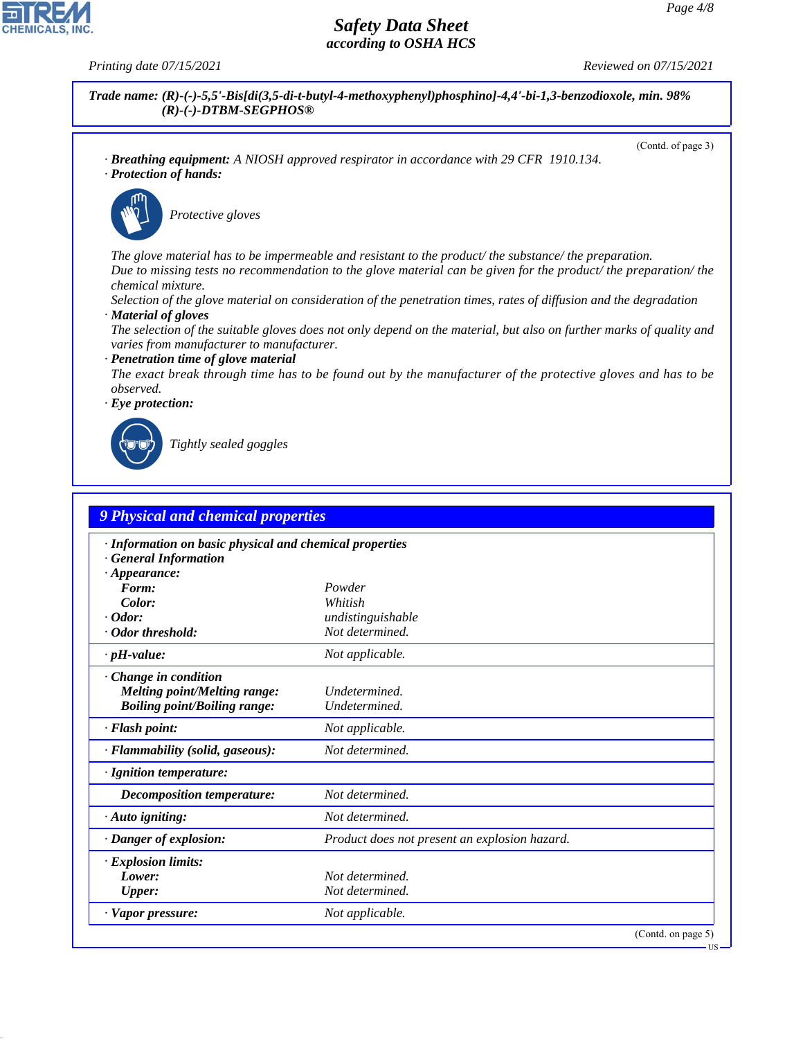**Trade name: (R)-(-)-5,5'-Bis[di(3,5-di-t-butyl-4-methoxyphenyl)phosphino]-4,4'-bi-1,3-benzodioxole, min. 98% (R)-(-)-DTBM-SEGPHOS®**

(Contd. of page 3)

· **Breathing equipment:** A NIOSH approved respirator in accordance with 29 CFR 1910.134.

· **Protection of hands:**

Protective gloves

The glove material has to be impermeable and resistant to the product/ the substance/ the preparation.
Due to missing tests no recommendation to the glove material can be given for the product/ the preparation/ the chemical mixture.
Selection of the glove material on consideration of the penetration times, rates of diffusion and the degradation

· **Material of gloves**
The selection of the suitable gloves does not only depend on the material, but also on further marks of quality and varies from manufacturer to manufacturer.

· **Penetration time of glove material**
The exact break through time has to be found out by the manufacturer of the protective gloves and has to be observed.

· **Eye protection:**

Tightly sealed goggles

## 9 Physical and chemical properties

| | |
|---|---|
| · **Information on basic physical and chemical properties** | |
| · **General Information** | |
| · **Appearance:** | |
| **Form:** | Powder |
| **Color:** | Whitish |
| · **Odor:** | undistinguishable |
| · **Odor threshold:** | Not determined. |
| · **pH-value:** | Not applicable. |
| · **Change in condition** | |
| **Melting point/Melting range:** | Undetermined. |
| **Boiling point/Boiling range:** | Undetermined. |
| · **Flash point:** | Not applicable. |
| · **Flammability (solid, gaseous):** | Not determined. |
| · **Ignition temperature:** | |
| **Decomposition temperature:** | Not determined. |
| · **Auto igniting:** | Not determined. |
| · **Danger of explosion:** | Product does not present an explosion hazard. |
| · **Explosion limits:** | |
| **Lower:** | Not determined. |
| **Upper:** | Not determined. |
| · **Vapor pressure:** | Not applicable. |

(Contd. on page 5)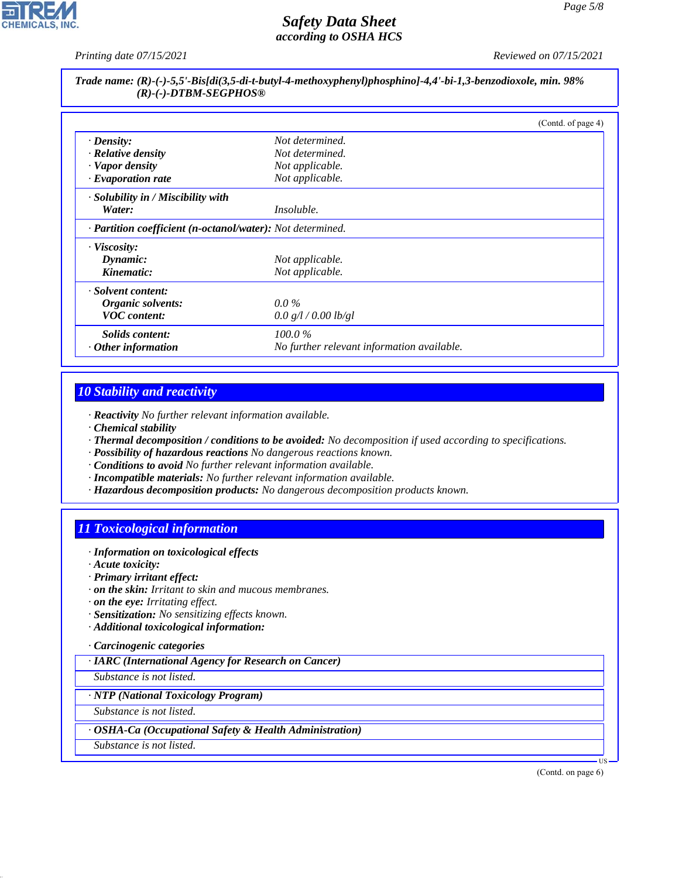**Trade name: (R)-(-)-5,5'-Bis[di(3,5-di-t-butyl-4-methoxyphenyl)phosphino]-4,4'-bi-1,3-benzodioxole, min. 98% (R)-(-)-DTBM-SEGPHOS®**

(Contd. of page 4)

| | |
|---|---|
| · **Density:** | Not determined. |
| · **Relative density** | Not determined. |
| · **Vapor density** | Not applicable. |
| · **Evaporation rate** | Not applicable. |
| · **Solubility in / Miscibility with** | |
| **Water:** | Insoluble. |
| · **Partition coefficient (n-octanol/water):** | Not determined. |
| · **Viscosity:** | |
| **Dynamic:** | Not applicable. |
| **Kinematic:** | Not applicable. |
| · **Solvent content:** | |
| **Organic solvents:** | 0.0 % |
| **VOC content:** | 0.0 g/l / 0.00 lb/gl |
| **Solids content:** | 100.0 % |
| · **Other information** | No further relevant information available. |

## 10 Stability and reactivity

· **Reactivity** No further relevant information available.
· **Chemical stability**
· **Thermal decomposition / conditions to be avoided:** No decomposition if used according to specifications.
· **Possibility of hazardous reactions** No dangerous reactions known.
· **Conditions to avoid** No further relevant information available.
· **Incompatible materials:** No further relevant information available.
· **Hazardous decomposition products:** No dangerous decomposition products known.

## 11 Toxicological information

· **Information on toxicological effects**
· **Acute toxicity:**
· **Primary irritant effect:**
· **on the skin:** Irritant to skin and mucous membranes.
· **on the eye:** Irritating effect.
· **Sensitization:** No sensitizing effects known.
· **Additional toxicological information:**

· **Carcinogenic categories**

| · **IARC (International Agency for Research on Cancer)** |
|---|
| Substance is not listed. |

| · **NTP (National Toxicology Program)** |
|---|
| Substance is not listed. |

| · **OSHA-Ca (Occupational Safety & Health Administration)** |
|---|
| Substance is not listed. |

(Contd. on page 6)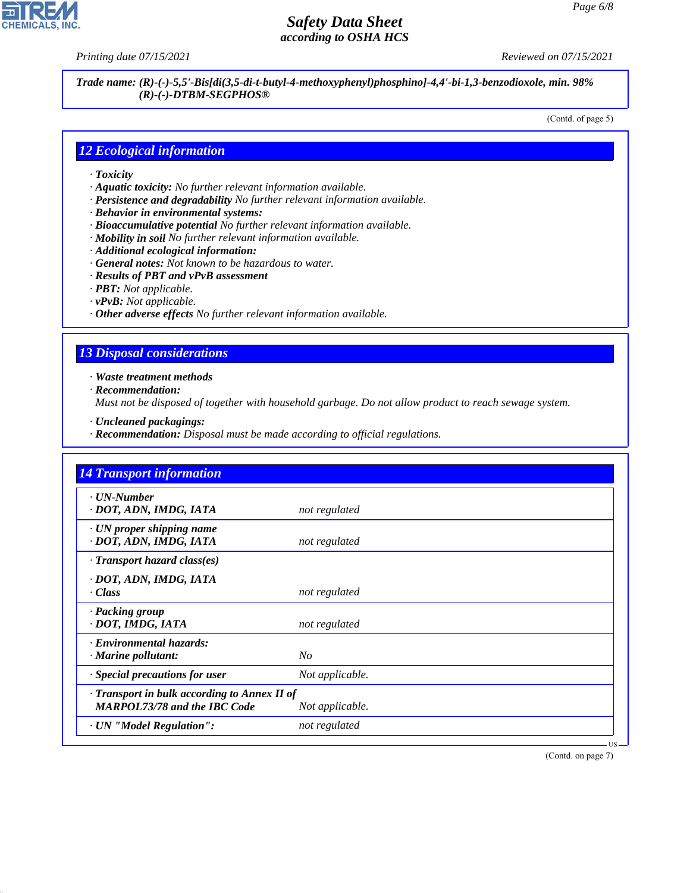Trade name: (R)-(-)-5,5'-Bis[di(3,5-di-t-butyl-4-methoxyphenyl)phosphino]-4,4'-bi-1,3-benzodioxole, min. 98% (R)-(-)-DTBM-SEGPHOS®

(Contd. of page 5)

## 12 Ecological information

- **Toxicity**
- **Aquatic toxicity:** No further relevant information available.
- **Persistence and degradability** No further relevant information available.
- **Behavior in environmental systems:**
- **Bioaccumulative potential** No further relevant information available.
- **Mobility in soil** No further relevant information available.
- **Additional ecological information:**
- **General notes:** Not known to be hazardous to water.
- **Results of PBT and vPvB assessment**
- **PBT:** Not applicable.
- **vPvB:** Not applicable.
- **Other adverse effects** No further relevant information available.

## 13 Disposal considerations

- **Waste treatment methods**
- **Recommendation:**
  Must not be disposed of together with household garbage. Do not allow product to reach sewage system.
- **Uncleaned packagings:**
- **Recommendation:** Disposal must be made according to official regulations.

## 14 Transport information

| | |
|---|---|
| **UN-Number** | |
| **DOT, ADN, IMDG, IATA** | not regulated |
| **UN proper shipping name** | |
| **DOT, ADN, IMDG, IATA** | not regulated |
| **Transport hazard class(es)** | |
| **DOT, ADN, IMDG, IATA** | |
| **Class** | not regulated |
| **Packing group** | |
| **DOT, IMDG, IATA** | not regulated |
| **Environmental hazards:** | |
| **Marine pollutant:** | No |
| **Special precautions for user** | Not applicable. |
| **Transport in bulk according to Annex II of MARPOL73/78 and the IBC Code** | Not applicable. |
| **UN "Model Regulation":** | not regulated |

(Contd. on page 7)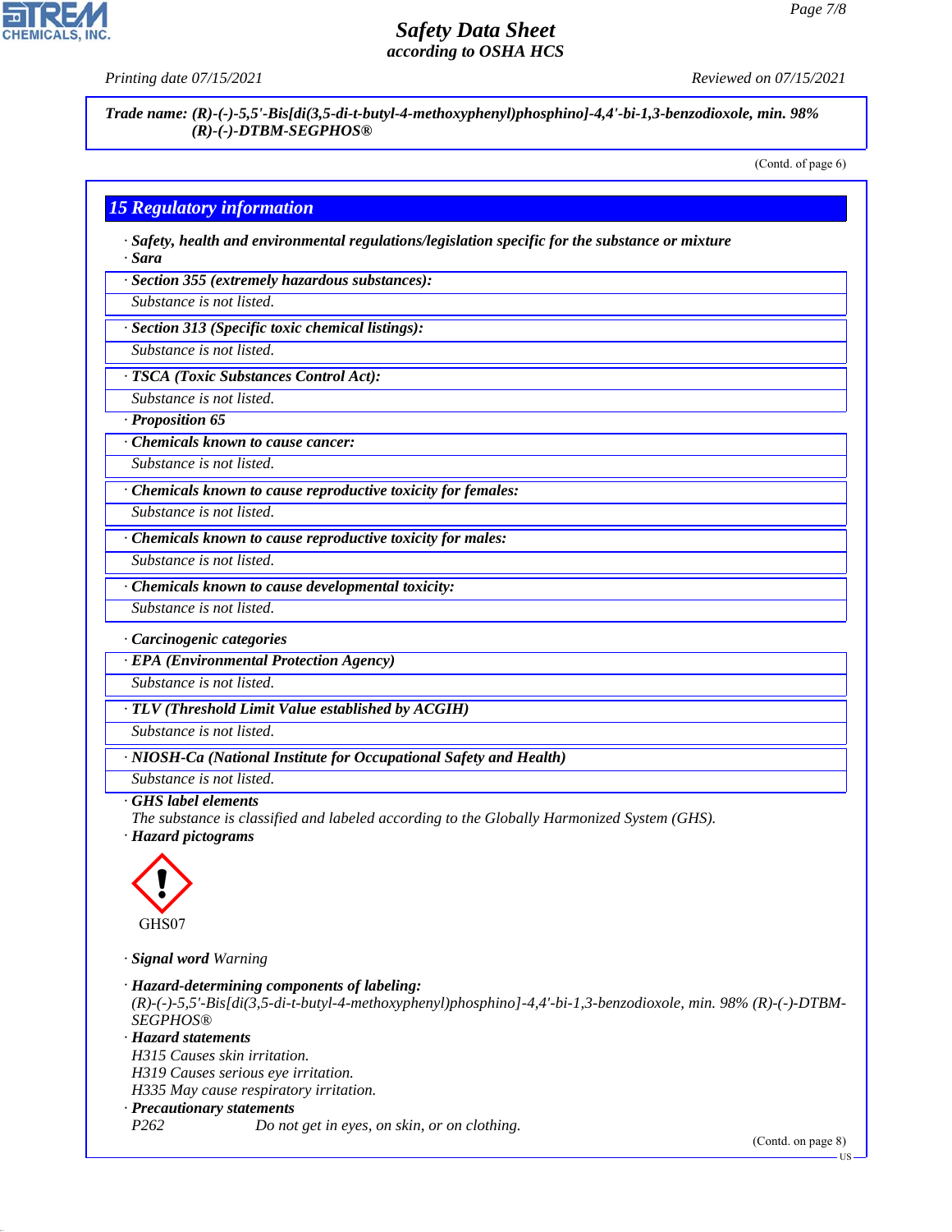Trade name: (R)-(-)-5,5'-Bis[di(3,5-di-t-butyl-4-methoxyphenyl)phosphino]-4,4'-bi-1,3-benzodioxole, min. 98% (R)-(-)-DTBM-SEGPHOS®

(Contd. of page 6)

## 15 Regulatory information

· **Safety, health and environmental regulations/legislation specific for the substance or mixture**
· **Sara**

· **Section 355 (extremely hazardous substances):**
Substance is not listed.

· **Section 313 (Specific toxic chemical listings):**
Substance is not listed.

· **TSCA (Toxic Substances Control Act):**
Substance is not listed.

· **Proposition 65**

· **Chemicals known to cause cancer:**
Substance is not listed.

· **Chemicals known to cause reproductive toxicity for females:**
Substance is not listed.

· **Chemicals known to cause reproductive toxicity for males:**
Substance is not listed.

· **Chemicals known to cause developmental toxicity:**
Substance is not listed.

· **Carcinogenic categories**

· **EPA (Environmental Protection Agency)**
Substance is not listed.

· **TLV (Threshold Limit Value established by ACGIH)**
Substance is not listed.

· **NIOSH-Ca (National Institute for Occupational Safety and Health)**
Substance is not listed.

· **GHS label elements**
The substance is classified and labeled according to the Globally Harmonized System (GHS).

· **Hazard pictograms**

GHS07

· **Signal word** Warning

· **Hazard-determining components of labeling:**
(R)-(-)-5,5'-Bis[di(3,5-di-t-butyl-4-methoxyphenyl)phosphino]-4,4'-bi-1,3-benzodioxole, min. 98% (R)-(-)-DTBM-SEGPHOS®

· **Hazard statements**
H315 Causes skin irritation.
H319 Causes serious eye irritation.
H335 May cause respiratory irritation.

· **Precautionary statements**
P262 Do not get in eyes, on skin, or on clothing.

(Contd. on page 8)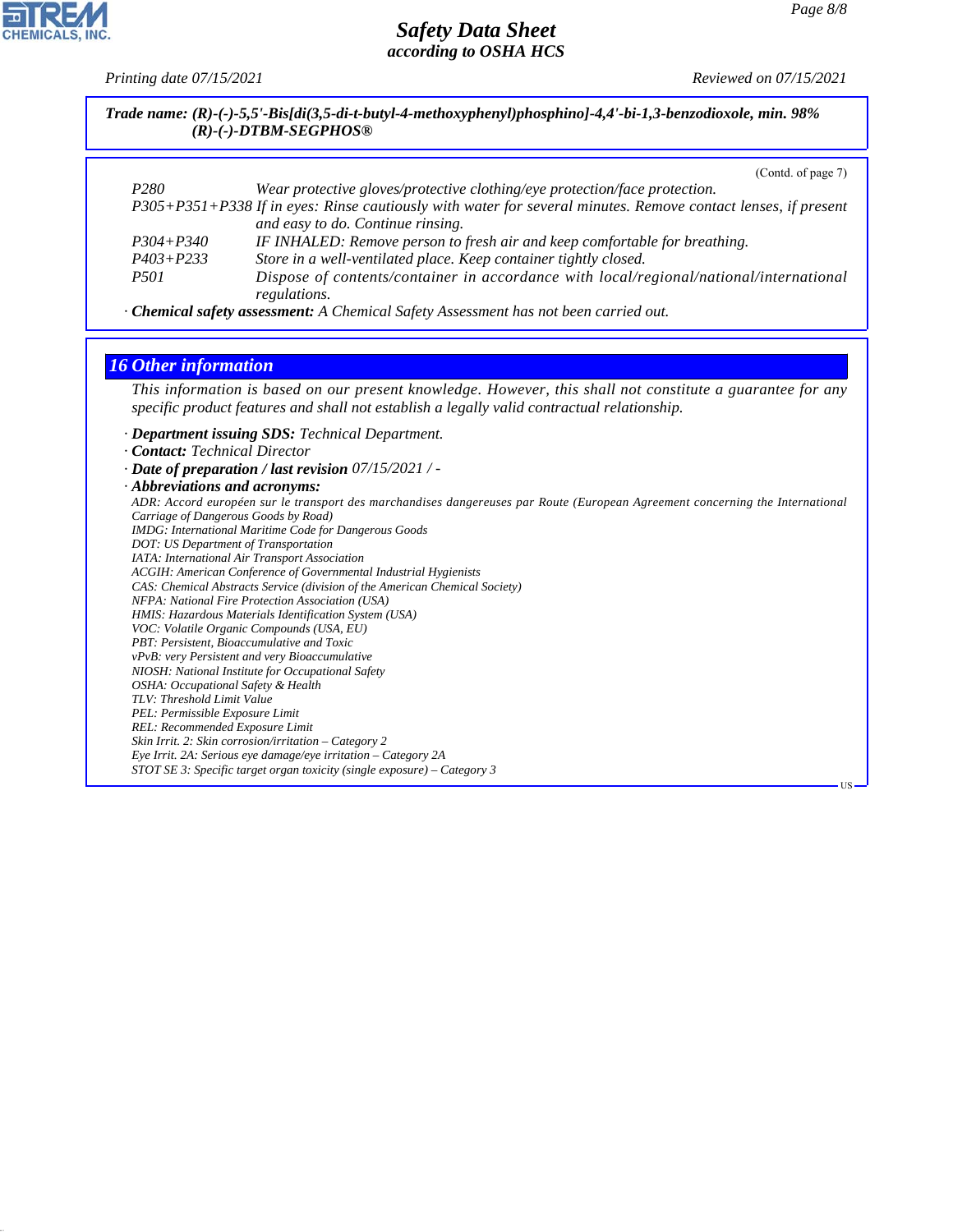**Trade name: (R)-(-)-5,5'-Bis[di(3,5-di-t-butyl-4-methoxyphenyl)phosphino]-4,4'-bi-1,3-benzodioxole, min. 98% (R)-(-)-DTBM-SEGPHOS®**

(Contd. of page 7)

| | |
|---|---|
| P280 | Wear protective gloves/protective clothing/eye protection/face protection. |
| P305+P351+P338 | If in eyes: Rinse cautiously with water for several minutes. Remove contact lenses, if present and easy to do. Continue rinsing. |
| P304+P340 | IF INHALED: Remove person to fresh air and keep comfortable for breathing. |
| P403+P233 | Store in a well-ventilated place. Keep container tightly closed. |
| P501 | Dispose of contents/container in accordance with local/regional/national/international regulations. |

· **Chemical safety assessment:** A Chemical Safety Assessment has not been carried out.

## 16 Other information

This information is based on our present knowledge. However, this shall not constitute a guarantee for any specific product features and shall not establish a legally valid contractual relationship.

· **Department issuing SDS:** Technical Department.
· **Contact:** Technical Director
· **Date of preparation / last revision** 07/15/2021 / -
· **Abbreviations and acronyms:**

ADR: Accord européen sur le transport des marchandises dangereuses par Route (European Agreement concerning the International Carriage of Dangerous Goods by Road)
IMDG: International Maritime Code for Dangerous Goods
DOT: US Department of Transportation
IATA: International Air Transport Association
ACGIH: American Conference of Governmental Industrial Hygienists
CAS: Chemical Abstracts Service (division of the American Chemical Society)
NFPA: National Fire Protection Association (USA)
HMIS: Hazardous Materials Identification System (USA)
VOC: Volatile Organic Compounds (USA, EU)
PBT: Persistent, Bioaccumulative and Toxic
vPvB: very Persistent and very Bioaccumulative
NIOSH: National Institute for Occupational Safety
OSHA: Occupational Safety & Health
TLV: Threshold Limit Value
PEL: Permissible Exposure Limit
REL: Recommended Exposure Limit
Skin Irrit. 2: Skin corrosion/irritation – Category 2
Eye Irrit. 2A: Serious eye damage/eye irritation – Category 2A
STOT SE 3: Specific target organ toxicity (single exposure) – Category 3